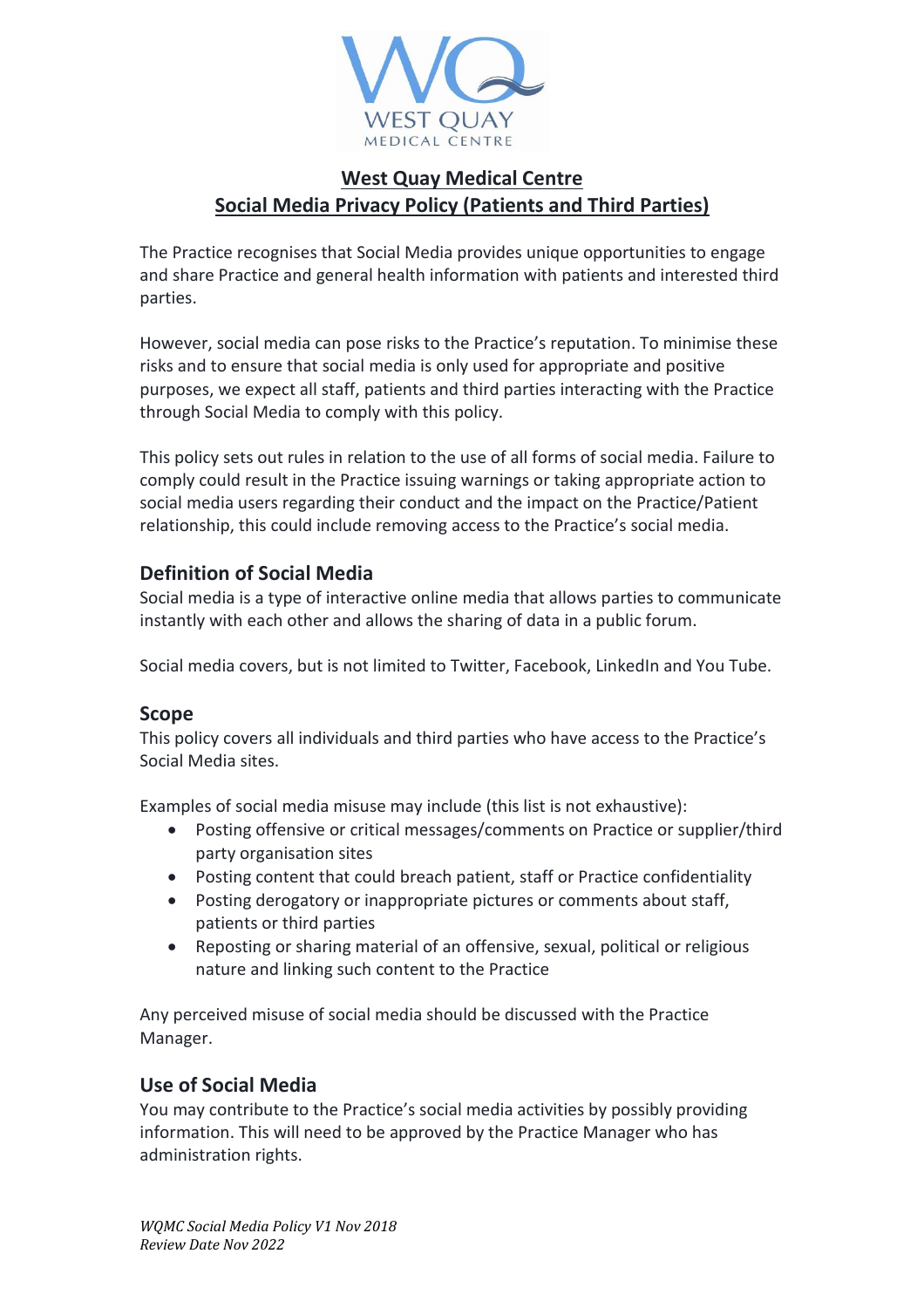# West Quay Medical Centre
# Social Media Privacy Policy (Patients and Third Parties)

The Practice recognises that Social Media provides unique opportunities to engage and share Practice and general health information with patients and interested third parties.

However, social media can pose risks to the Practice's reputation. To minimise these risks and to ensure that social media is only used for appropriate and positive purposes, we expect all staff, patients and third parties interacting with the Practice through Social Media to comply with this policy.

This policy sets out rules in relation to the use of all forms of social media. Failure to comply could result in the Practice issuing warnings or taking appropriate action to social media users regarding their conduct and the impact on the Practice/Patient relationship, this could include removing access to the Practice's social media.

## Definition of Social Media

Social media is a type of interactive online media that allows parties to communicate instantly with each other and allows the sharing of data in a public forum.

Social media covers, but is not limited to Twitter, Facebook, LinkedIn and You Tube.

## Scope

This policy covers all individuals and third parties who have access to the Practice's Social Media sites.

Examples of social media misuse may include (this list is not exhaustive):

- Posting offensive or critical messages/comments on Practice or supplier/third party organisation sites
- Posting content that could breach patient, staff or Practice confidentiality
- Posting derogatory or inappropriate pictures or comments about staff, patients or third parties
- Reposting or sharing material of an offensive, sexual, political or religious nature and linking such content to the Practice

Any perceived misuse of social media should be discussed with the Practice Manager.

## Use of Social Media

You may contribute to the Practice's social media activities by possibly providing information. This will need to be approved by the Practice Manager who has administration rights.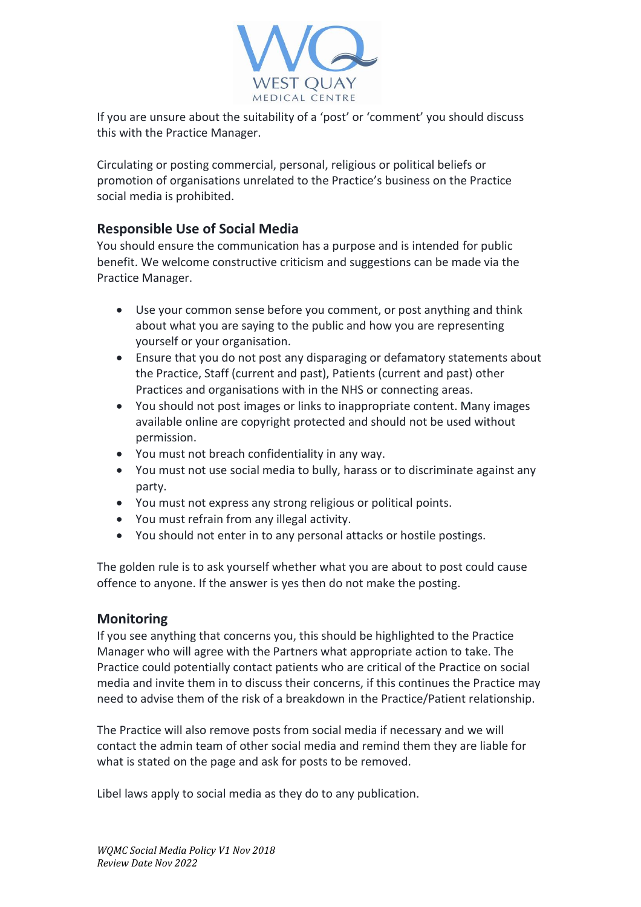If you are unsure about the suitability of a 'post' or 'comment' you should discuss this with the Practice Manager.

Circulating or posting commercial, personal, religious or political beliefs or promotion of organisations unrelated to the Practice's business on the Practice social media is prohibited.

## Responsible Use of Social Media

You should ensure the communication has a purpose and is intended for public benefit. We welcome constructive criticism and suggestions can be made via the Practice Manager.

- Use your common sense before you comment, or post anything and think about what you are saying to the public and how you are representing yourself or your organisation.
- Ensure that you do not post any disparaging or defamatory statements about the Practice, Staff (current and past), Patients (current and past) other Practices and organisations with in the NHS or connecting areas.
- You should not post images or links to inappropriate content. Many images available online are copyright protected and should not be used without permission.
- You must not breach confidentiality in any way.
- You must not use social media to bully, harass or to discriminate against any party.
- You must not express any strong religious or political points.
- You must refrain from any illegal activity.
- You should not enter in to any personal attacks or hostile postings.

The golden rule is to ask yourself whether what you are about to post could cause offence to anyone. If the answer is yes then do not make the posting.

## Monitoring

If you see anything that concerns you, this should be highlighted to the Practice Manager who will agree with the Partners what appropriate action to take. The Practice could potentially contact patients who are critical of the Practice on social media and invite them in to discuss their concerns, if this continues the Practice may need to advise them of the risk of a breakdown in the Practice/Patient relationship.

The Practice will also remove posts from social media if necessary and we will contact the admin team of other social media and remind them they are liable for what is stated on the page and ask for posts to be removed.

Libel laws apply to social media as they do to any publication.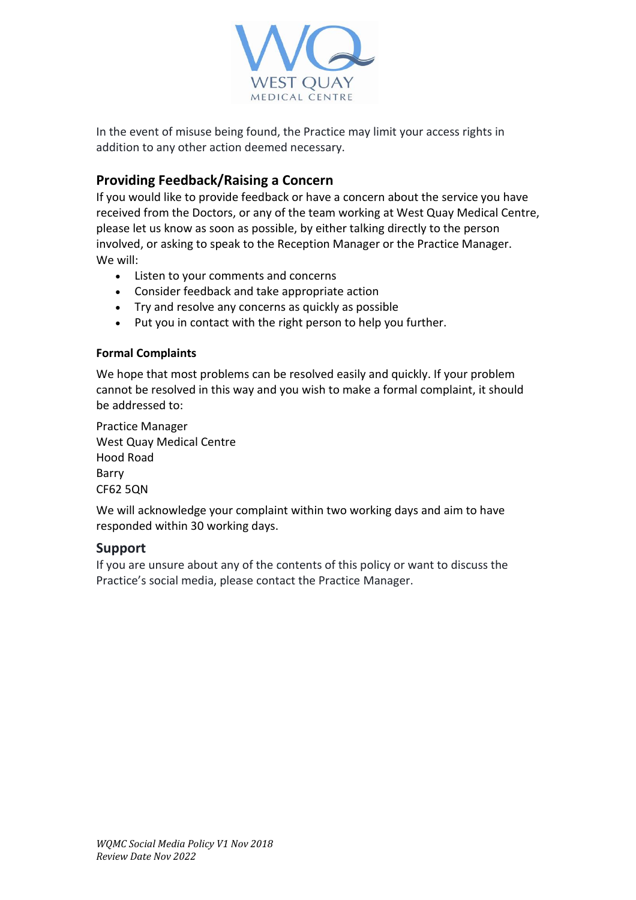In the event of misuse being found, the Practice may limit your access rights in addition to any other action deemed necessary.

## Providing Feedback/Raising a Concern

If you would like to provide feedback or have a concern about the service you have received from the Doctors, or any of the team working at West Quay Medical Centre, please let us know as soon as possible, by either talking directly to the person involved, or asking to speak to the Reception Manager or the Practice Manager.
We will:

- Listen to your comments and concerns
- Consider feedback and take appropriate action
- Try and resolve any concerns as quickly as possible
- Put you in contact with the right person to help you further.

### Formal Complaints

We hope that most problems can be resolved easily and quickly. If your problem cannot be resolved in this way and you wish to make a formal complaint, it should be addressed to:

Practice Manager
West Quay Medical Centre
Hood Road
Barry
CF62 5QN

We will acknowledge your complaint within two working days and aim to have responded within 30 working days.

## Support

If you are unsure about any of the contents of this policy or want to discuss the Practice's social media, please contact the Practice Manager.